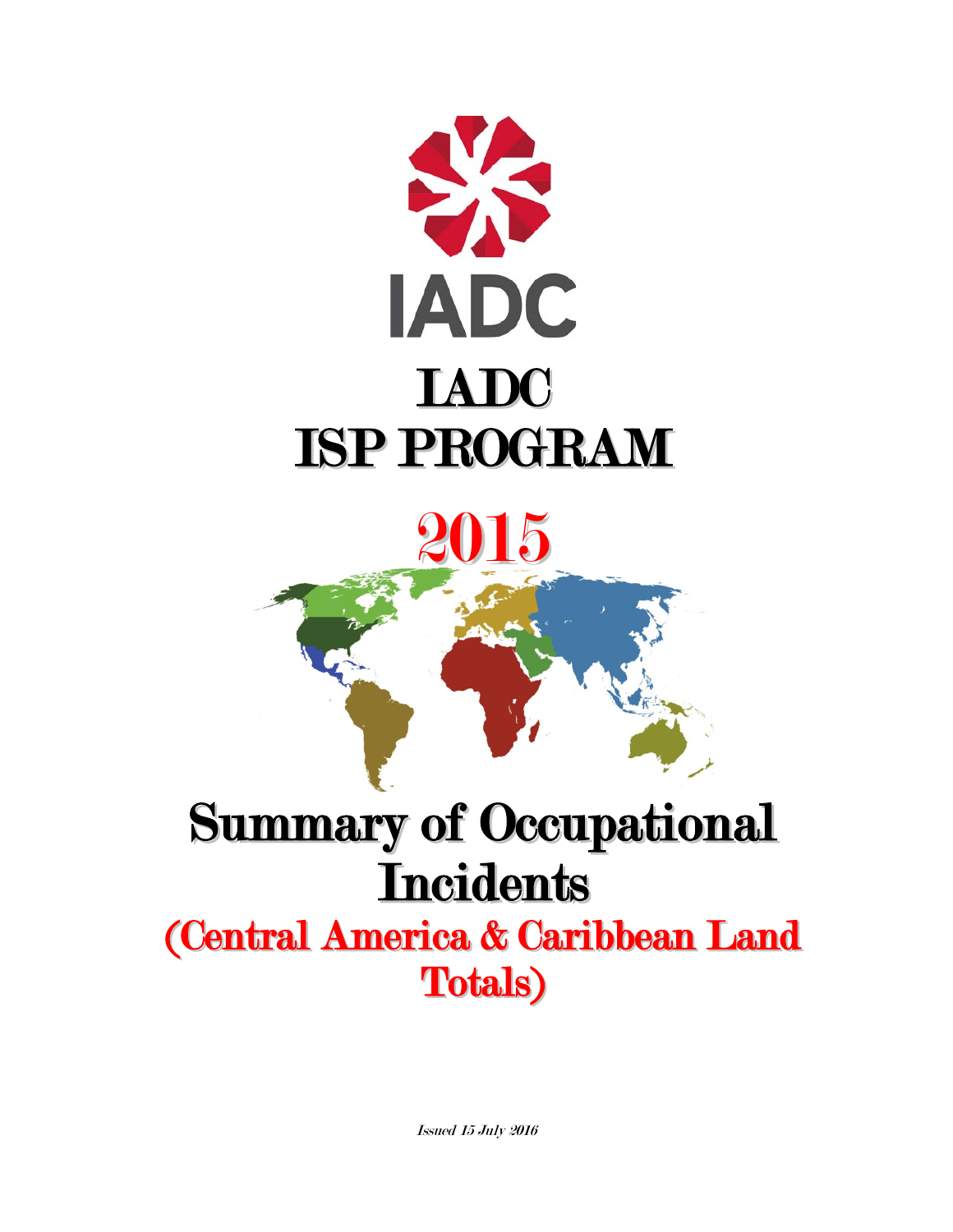# IADC

# IADC
# ISP PROGRAM

# 2015

# Summary of Occupational Incidents

## (Central America & Caribbean Land Totals)

*Issued 15 July 2016*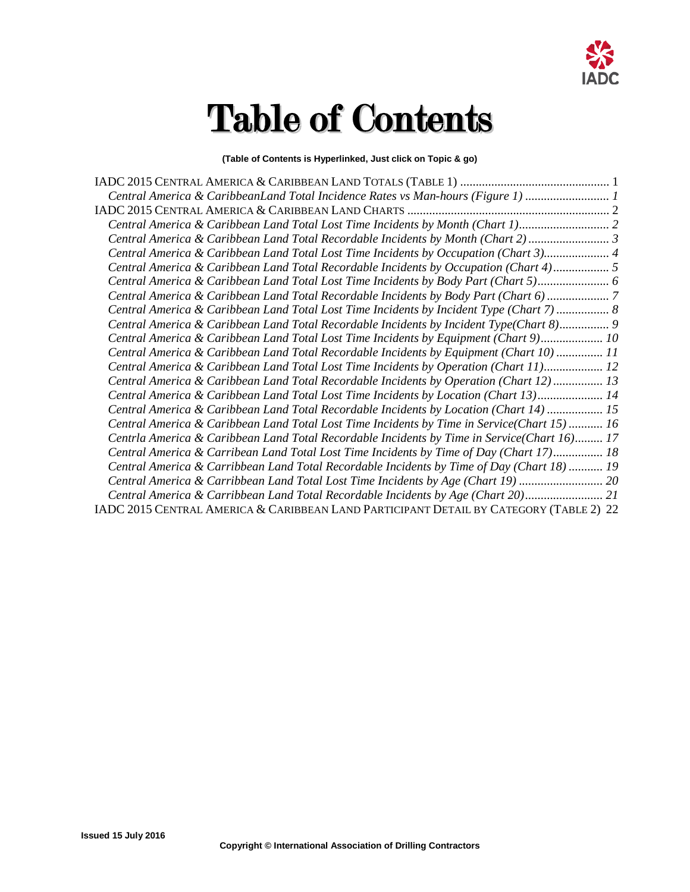# Table of Contents

**(Table of Contents is Hyperlinked, Just click on Topic & go)**

IADC 2015 CENTRAL AMERICA & CARIBBEAN LAND TOTALS (TABLE 1) ................................................ 1

*Central America & CaribbeanLand Total Incidence Rates vs Man-hours (Figure 1) ........................... 1*

IADC 2015 CENTRAL AMERICA & CARIBBEAN LAND CHARTS ................................................................. 2

*Central America & Caribbean Land Total Lost Time Incidents by Month (Chart 1)............................. 2*

*Central America & Caribbean Land Total Recordable Incidents by Month (Chart 2).......................... 3*

*Central America & Caribbean Land Total Lost Time Incidents by Occupation (Chart 3)..................... 4*

*Central America & Caribbean Land Total Recordable Incidents by Occupation (Chart 4).................. 5*

*Central America & Caribbean Land Total Lost Time Incidents by Body Part (Chart 5)....................... 6*

*Central America & Caribbean Land Total Recordable Incidents by Body Part (Chart 6) .................... 7*

*Central America & Caribbean Land Total Lost Time Incidents by Incident Type (Chart 7) ................. 8*

*Central America & Caribbean Land Total Recordable Incidents by Incident Type(Chart 8)................ 9*

*Central America & Caribbean Land Total Lost Time Incidents by Equipment (Chart 9).................... 10*

*Central America & Caribbean Land Total Recordable Incidents by Equipment (Chart 10) ............... 11*

*Central America & Caribbean Land Total Lost Time Incidents by Operation (Chart 11)................... 12*

*Central America & Caribbean Land Total Recordable Incidents by Operation (Chart 12)................ 13*

*Central America & Caribbean Land Total Lost Time Incidents by Location (Chart 13)..................... 14*

*Central America & Caribbean Land Total Recordable Incidents by Location (Chart 14) .................. 15*

*Central America & Caribbean Land Total Lost Time Incidents by Time in Service(Chart 15) ........... 16*

*Centrla America & Caribbean Land Total Recordable Incidents by Time in Service(Chart 16)......... 17*

*Central America & Carribean Land Total Lost Time Incidents by Time of Day (Chart 17)................ 18*

*Central America & Carribbean Land Total Recordable Incidents by Time of Day (Chart 18) ........... 19*

*Central America & Carribbean Land Total Lost Time Incidents by Age (Chart 19) ........................... 20*

*Central America & Carribbean Land Total Recordable Incidents by Age (Chart 20)......................... 21*

IADC 2015 CENTRAL AMERICA & CARIBBEAN LAND PARTICIPANT DETAIL BY CATEGORY (TABLE 2) 22

Issued 15 July 2016

**Copyright © International Association of Drilling Contractors**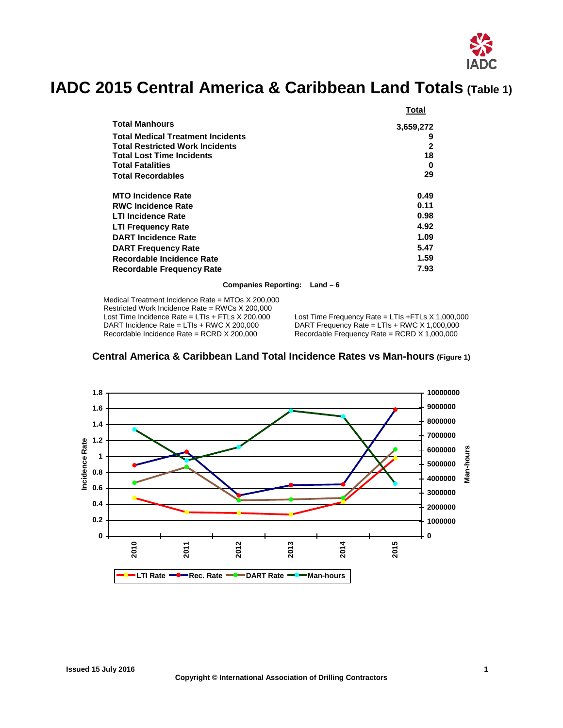# IADC 2015 Central America & Caribbean Land Totals (Table 1)

| | Total |
|---|---|
| **Total Manhours** | **3,659,272** |
| **Total Medical Treatment Incidents** | **9** |
| **Total Restricted Work Incidents** | **2** |
| **Total Lost Time Incidents** | **18** |
| **Total Fatalities** | **0** |
| **Total Recordables** | **29** |
| | |
| **MTO Incidence Rate** | **0.49** |
| **RWC Incidence Rate** | **0.11** |
| **LTI Incidence Rate** | **0.98** |
| **LTI Frequency Rate** | **4.92** |
| **DART Incidence Rate** | **1.09** |
| **DART Frequency Rate** | **5.47** |
| **Recordable Incidence Rate** | **1.59** |
| **Recordable Frequency Rate** | **7.93** |

**Companies Reporting: Land – 6**

Medical Treatment Incidence Rate = MTOs X 200,000
Restricted Work Incidence Rate = RWCs X 200,000
Lost Time Incidence Rate = LTIs + FTLs X 200,000
DART Incidence Rate = LTIs + RWC X 200,000
Recordable Incidence Rate = RCRD X 200,000

Lost Time Frequency Rate = LTIs +FTLs X 1,000,000
DART Frequency Rate = LTIs + RWC X 1,000,000
Recordable Frequency Rate = RCRD X 1,000,000

## Central America & Caribbean Land Total Incidence Rates vs Man-hours (Figure 1)

Issued 15 July 2016

Copyright © International Association of Drilling Contractors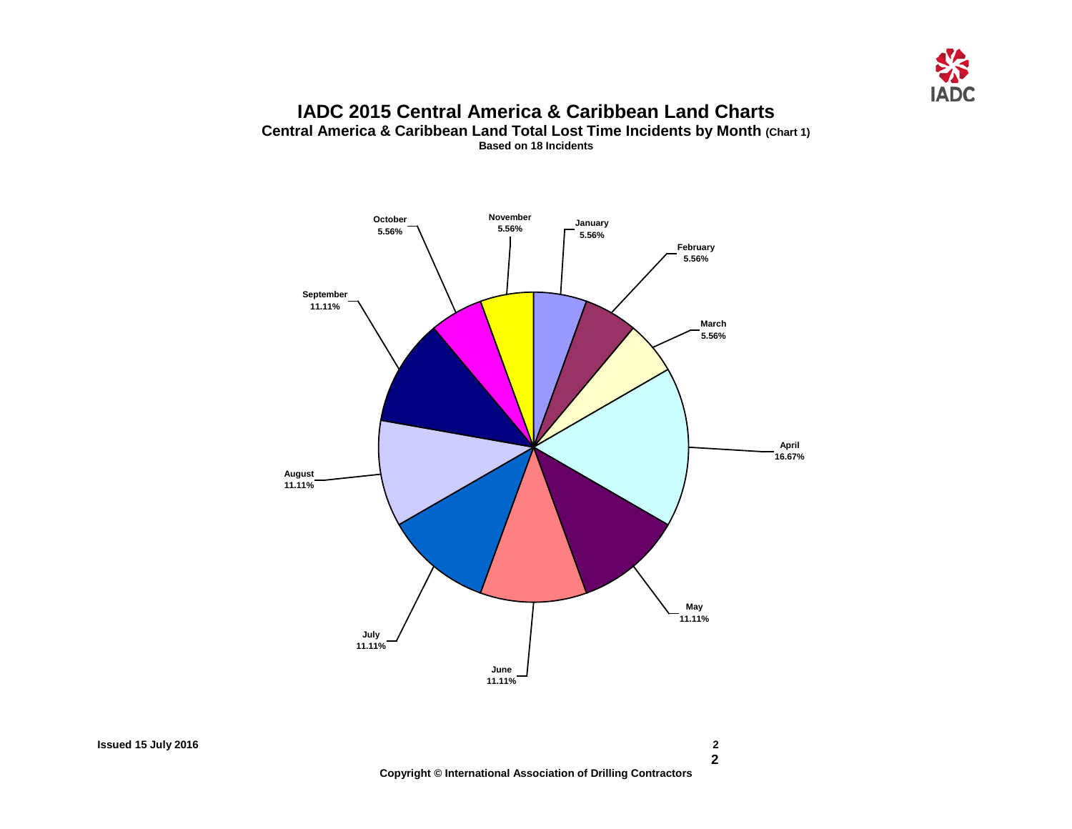# IADC 2015 Central America & Caribbean Land Charts

## Central America & Caribbean Land Total Lost Time Incidents by Month (Chart 1)

**Based on 18 Incidents**

| Month | Percentage |
| --- | --- |
| January | 5.56% |
| February | 5.56% |
| March | 5.56% |
| April | 16.67% |
| May | 11.11% |
| June | 11.11% |
| July | 11.11% |
| August | 11.11% |
| September | 11.11% |
| October | 5.56% |
| November | 5.56% |

Issued 15 July 2016

Copyright © International Association of Drilling Contractors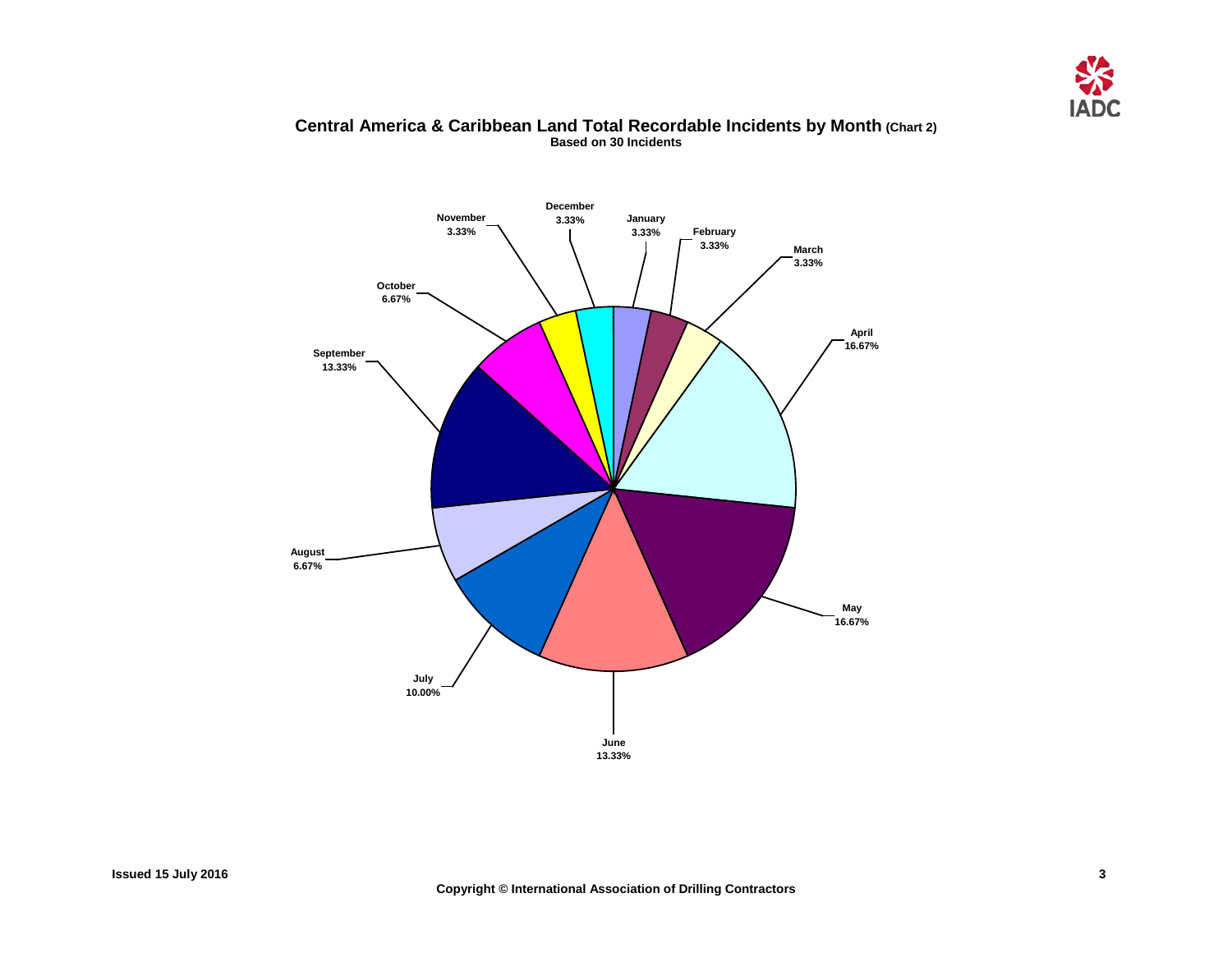## Central America & Caribbean Land Total Recordable Incidents by Month (Chart 2)

**Based on 30 Incidents**

| Month | Percentage |
|---|---|
| January | 3.33% |
| February | 3.33% |
| March | 3.33% |
| April | 16.67% |
| May | 16.67% |
| June | 13.33% |
| July | 10.00% |
| August | 6.67% |
| September | 13.33% |
| October | 6.67% |
| November | 3.33% |
| December | 3.33% |

Issued 15 July 2016

Copyright © International Association of Drilling Contractors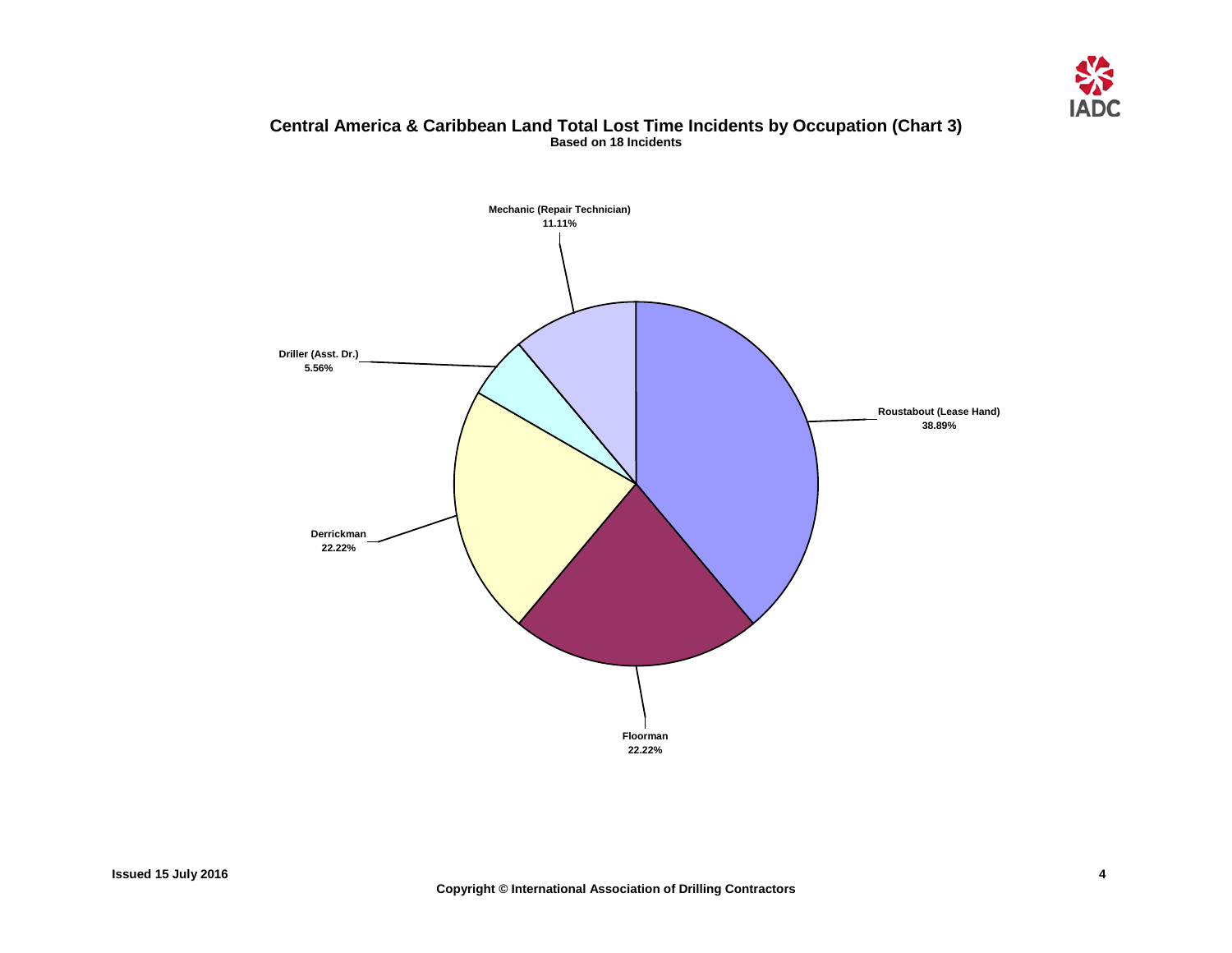## Central America & Caribbean Land Total Lost Time Incidents by Occupation (Chart 3)

**Based on 18 Incidents**

Mechanic (Repair Technician)
11.11%

Driller (Asst. Dr.)
5.56%

Roustabout (Lease Hand)
38.89%

Derrickman
22.22%

Floorman
22.22%

Issued 15 July 2016

Copyright © International Association of Drilling Contractors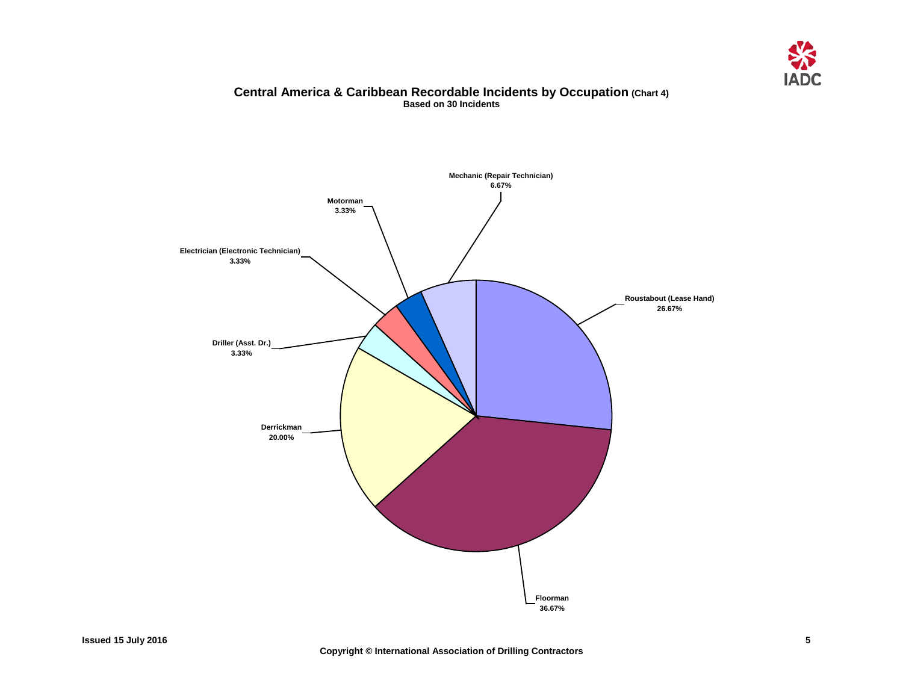# Central America & Caribbean Recordable Incidents by Occupation (Chart 4)

**Based on 30 Incidents**

Mechanic (Repair Technician)
6.67%

Motorman
3.33%

Electrician (Electronic Technician)
3.33%

Roustabout (Lease Hand)
26.67%

Driller (Asst. Dr.)
3.33%

Derrickman
20.00%

Floorman
36.67%

Issued 15 July 2016

Copyright © International Association of Drilling Contractors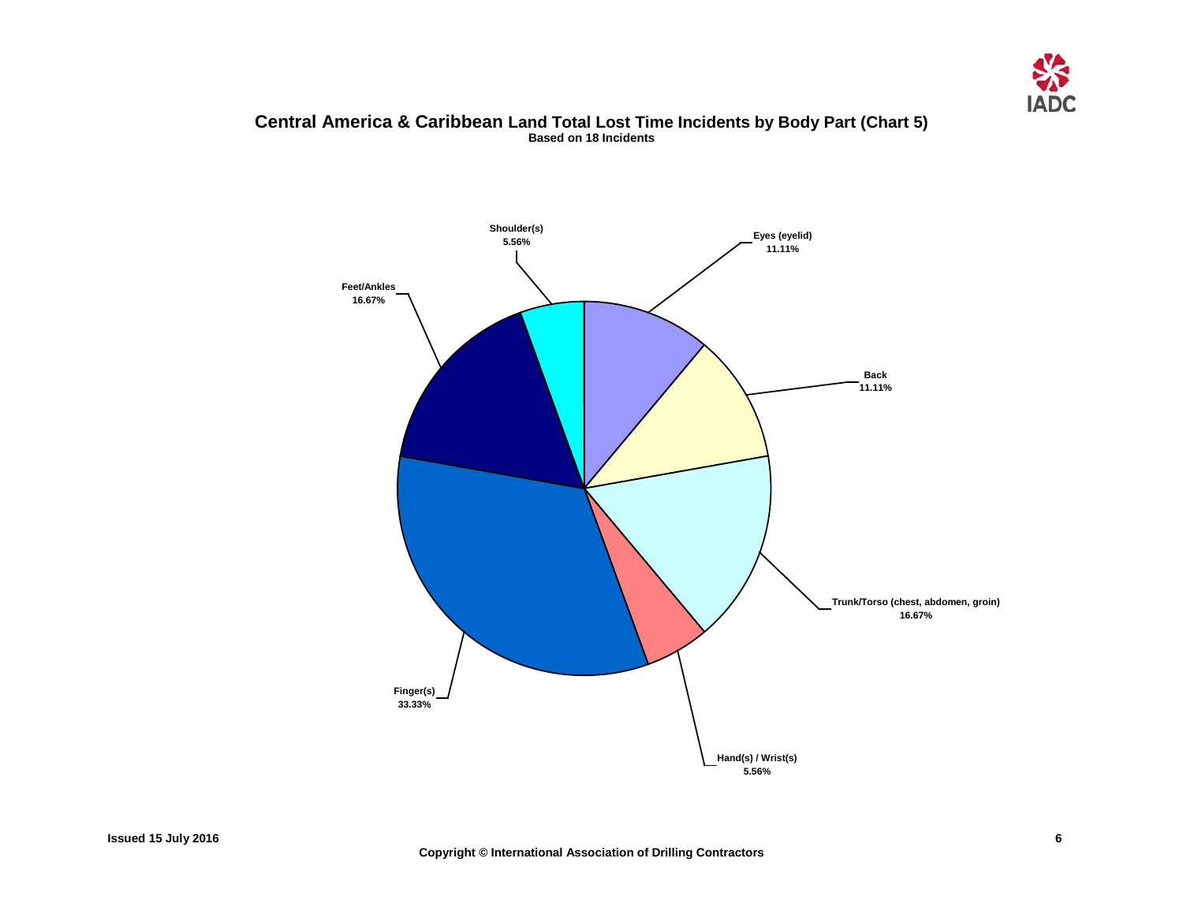# Central America & Caribbean Land Total Lost Time Incidents by Body Part (Chart 5)

**Based on 18 Incidents**

| Body Part | Percentage |
| --- | --- |
| Eyes (eyelid) | 11.11% |
| Back | 11.11% |
| Trunk/Torso (chest, abdomen, groin) | 16.67% |
| Hand(s) / Wrist(s) | 5.56% |
| Finger(s) | 33.33% |
| Feet/Ankles | 16.67% |
| Shoulder(s) | 5.56% |

Issued 15 July 2016

Copyright © International Association of Drilling Contractors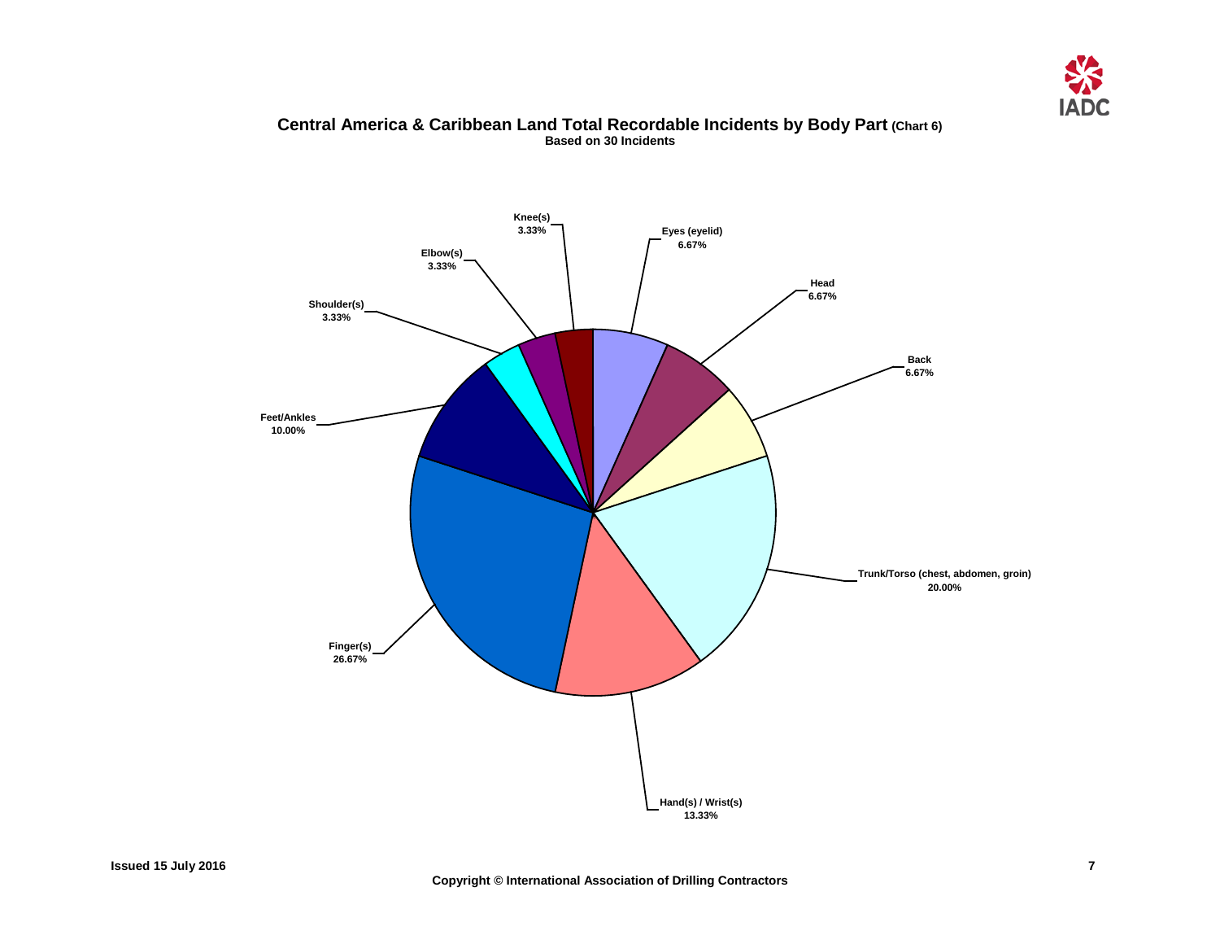# Central America & Caribbean Land Total Recordable Incidents by Body Part (Chart 6)

**Based on 30 Incidents**

| Body Part | Percentage |
|---|---|
| Eyes (eyelid) | 6.67% |
| Head | 6.67% |
| Back | 6.67% |
| Trunk/Torso (chest, abdomen, groin) | 20.00% |
| Hand(s) / Wrist(s) | 13.33% |
| Finger(s) | 26.67% |
| Feet/Ankles | 10.00% |
| Shoulder(s) | 3.33% |
| Elbow(s) | 3.33% |
| Knee(s) | 3.33% |

Issued 15 July 2016

Copyright © International Association of Drilling Contractors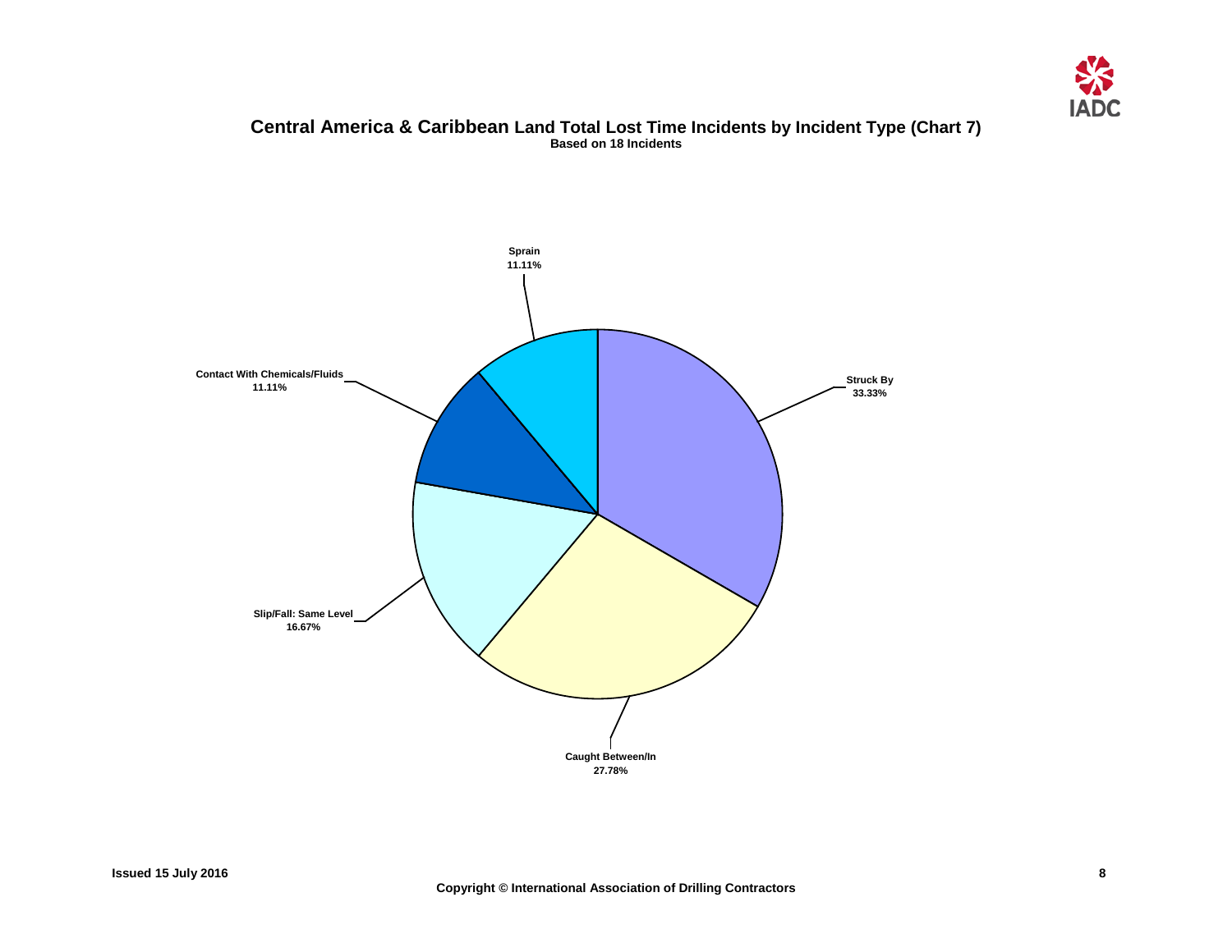# Central America & Caribbean Land Total Lost Time Incidents by Incident Type (Chart 7)

**Based on 18 Incidents**

Sprain
11.11%

Contact With Chemicals/Fluids
11.11%

Struck By
33.33%

Slip/Fall: Same Level
16.67%

Caught Between/In
27.78%

Issued 15 July 2016

Copyright © International Association of Drilling Contractors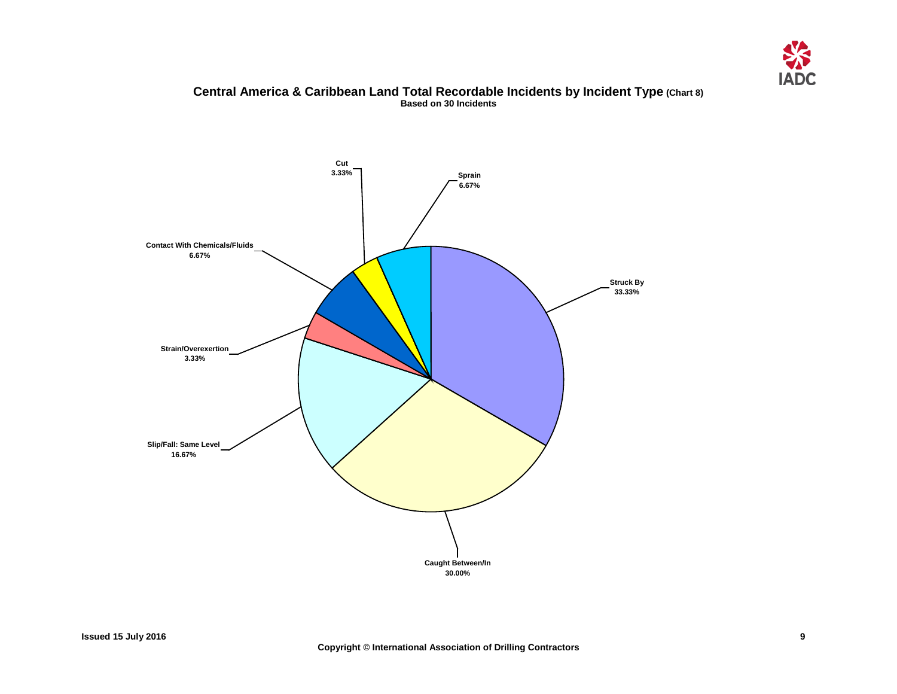## Central America & Caribbean Land Total Recordable Incidents by Incident Type (Chart 8)

**Based on 30 Incidents**

| Incident Type | Percentage |
| --- | --- |
| Struck By | 33.33% |
| Caught Between/In | 30.00% |
| Slip/Fall: Same Level | 16.67% |
| Strain/Overexertion | 3.33% |
| Contact With Chemicals/Fluids | 6.67% |
| Cut | 3.33% |
| Sprain | 6.67% |

**Issued 15 July 2016**

**Copyright © International Association of Drilling Contractors**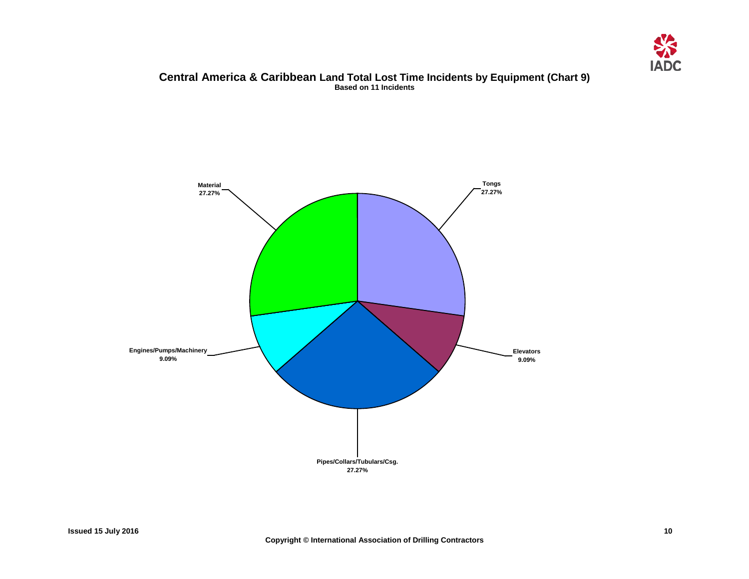# Central America & Caribbean Land Total Lost Time Incidents by Equipment (Chart 9)

**Based on 11 Incidents**

| Equipment | Percentage |
|---|---|
| Tongs | 27.27% |
| Elevators | 9.09% |
| Pipes/Collars/Tubulars/Csg. | 27.27% |
| Engines/Pumps/Machinery | 9.09% |
| Material | 27.27% |

Issued 15 July 2016

Copyright © International Association of Drilling Contractors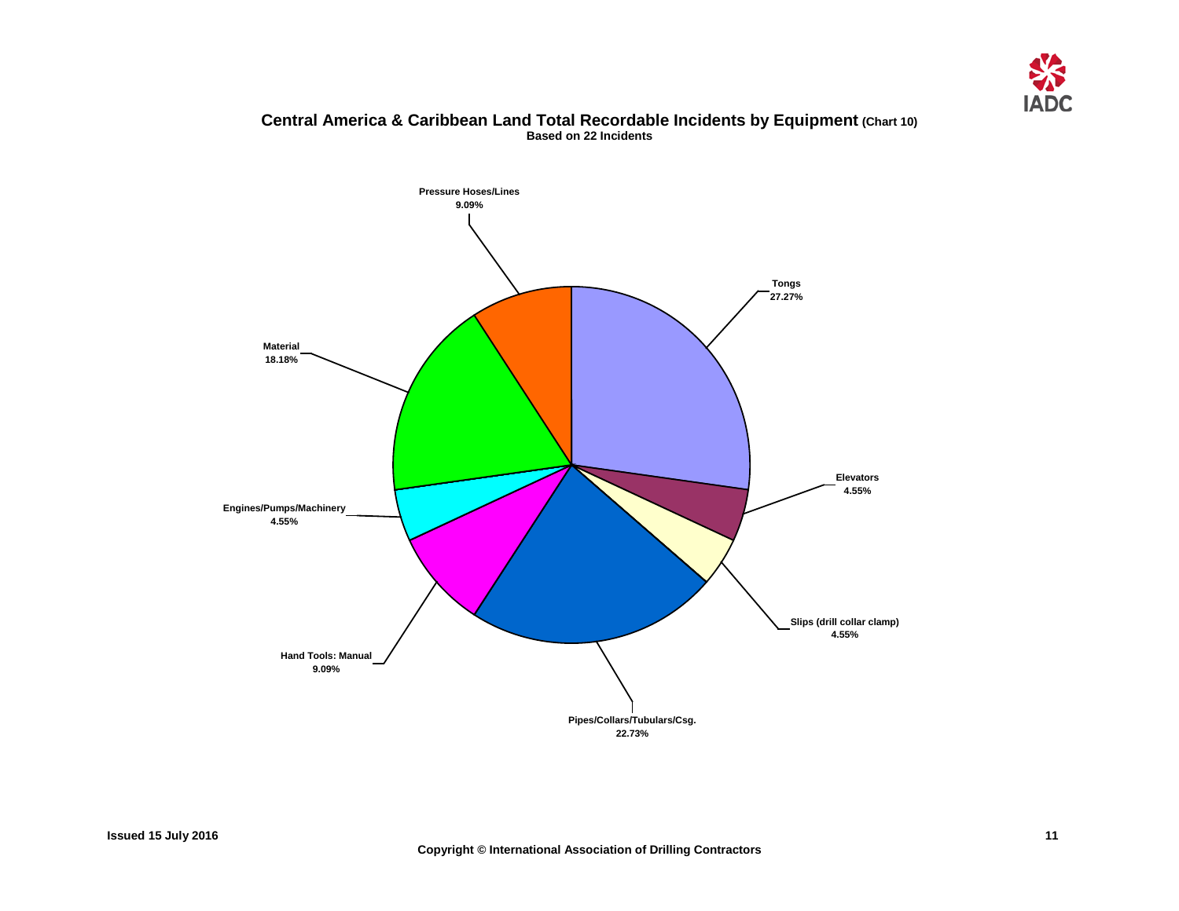## Central America & Caribbean Land Total Recordable Incidents by Equipment (Chart 10)

**Based on 22 Incidents**

| Equipment | Percentage |
| --- | --- |
| Tongs | 27.27% |
| Elevators | 4.55% |
| Slips (drill collar clamp) | 4.55% |
| Pipes/Collars/Tubulars/Csg. | 22.73% |
| Hand Tools: Manual | 9.09% |
| Engines/Pumps/Machinery | 4.55% |
| Material | 18.18% |
| Pressure Hoses/Lines | 9.09% |

Issued 15 July 2016

Copyright © International Association of Drilling Contractors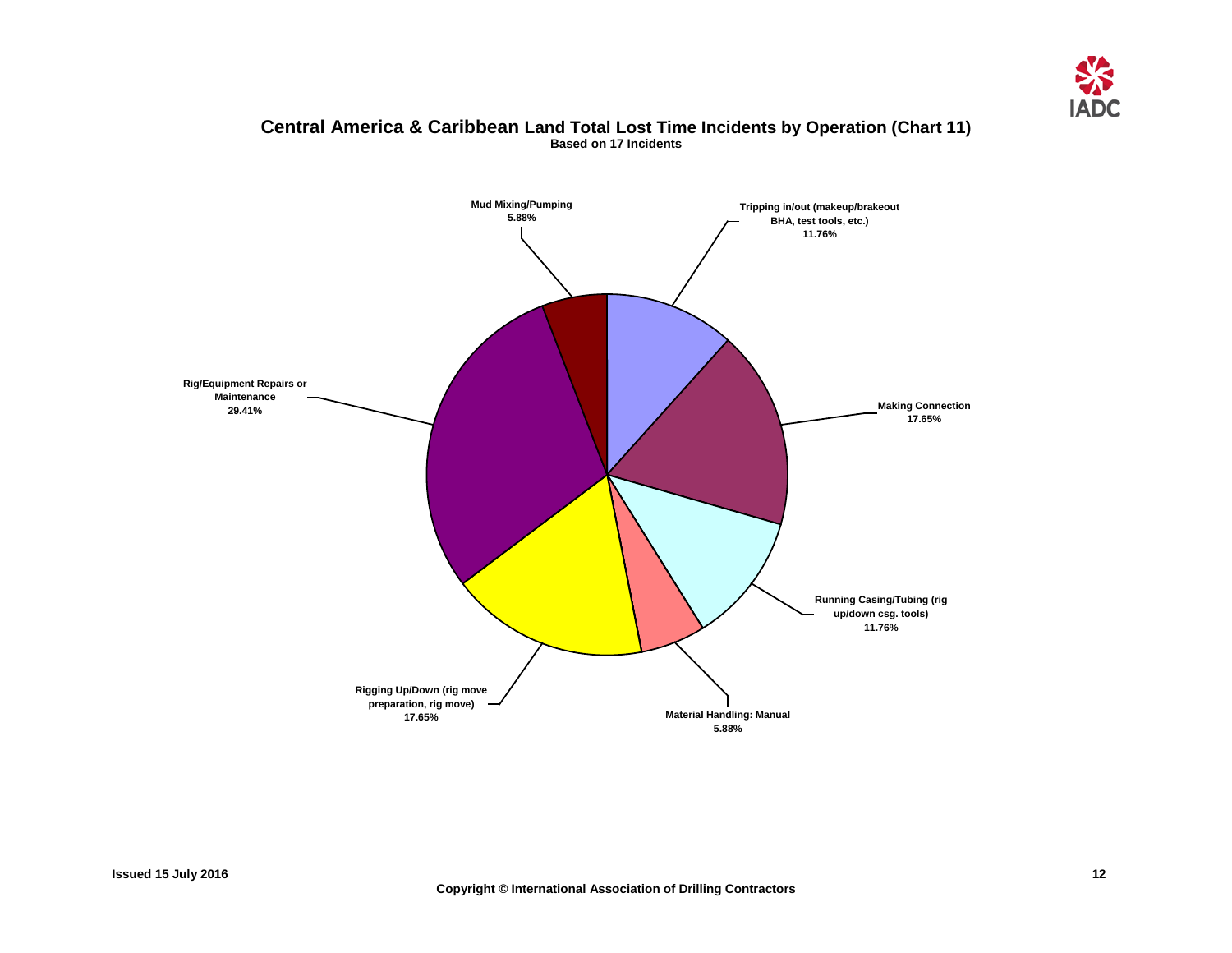# Central America & Caribbean Land Total Lost Time Incidents by Operation (Chart 11)

**Based on 17 Incidents**

| Operation | Percentage |
| --- | --- |
| Mud Mixing/Pumping | 5.88% |
| Tripping in/out (makeup/brakeout BHA, test tools, etc.) | 11.76% |
| Making Connection | 17.65% |
| Running Casing/Tubing (rig up/down csg. tools) | 11.76% |
| Material Handling: Manual | 5.88% |
| Rigging Up/Down (rig move preparation, rig move) | 17.65% |
| Rig/Equipment Repairs or Maintenance | 29.41% |

Issued 15 July 2016

Copyright © International Association of Drilling Contractors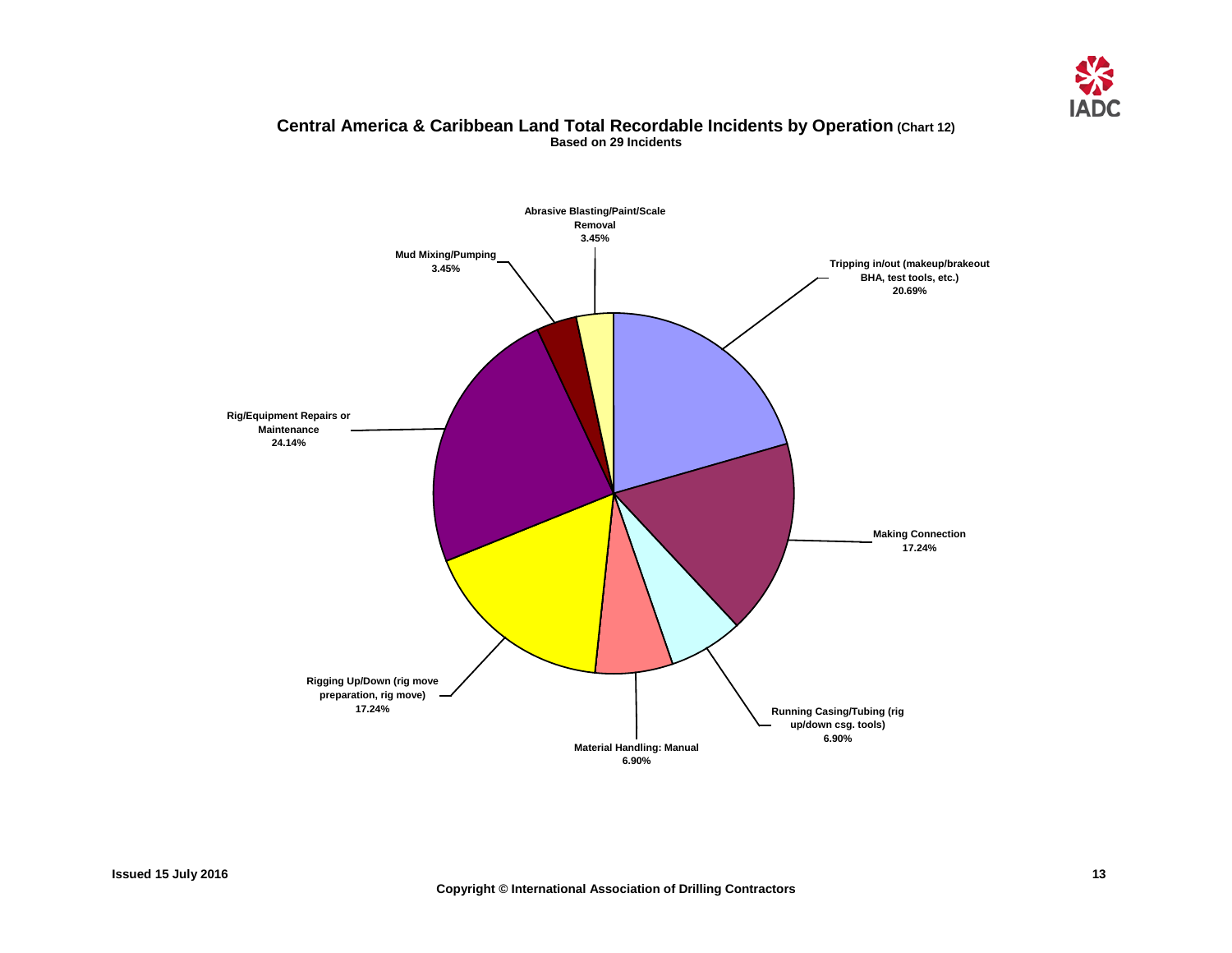## Central America & Caribbean Land Total Recordable Incidents by Operation (Chart 12)

**Based on 29 Incidents**

| Operation | Percentage |
| --- | --- |
| Abrasive Blasting/Paint/Scale Removal | 3.45% |
| Tripping in/out (makeup/brakeout BHA, test tools, etc.) | 20.69% |
| Making Connection | 17.24% |
| Running Casing/Tubing (rig up/down csg. tools) | 6.90% |
| Material Handling: Manual | 6.90% |
| Rigging Up/Down (rig move preparation, rig move) | 17.24% |
| Rig/Equipment Repairs or Maintenance | 24.14% |
| Mud Mixing/Pumping | 3.45% |

Issued 15 July 2016

Copyright © International Association of Drilling Contractors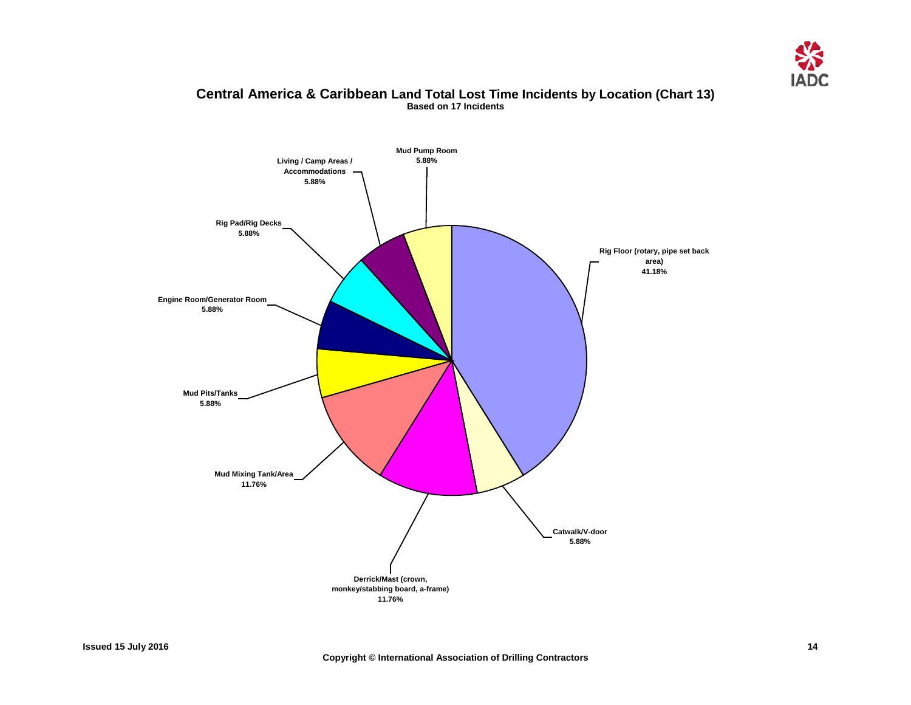# Central America & Caribbean Land Total Lost Time Incidents by Location (Chart 13)

**Based on 17 Incidents**

| Location | Percentage |
|---|---|
| Rig Floor (rotary, pipe set back area) | 41.18% |
| Catwalk/V-door | 5.88% |
| Derrick/Mast (crown, monkey/stabbing board, a-frame) | 11.76% |
| Mud Mixing Tank/Area | 11.76% |
| Mud Pits/Tanks | 5.88% |
| Engine Room/Generator Room | 5.88% |
| Rig Pad/Rig Decks | 5.88% |
| Living / Camp Areas / Accommodations | 5.88% |
| Mud Pump Room | 5.88% |

Issued 15 July 2016

Copyright © International Association of Drilling Contractors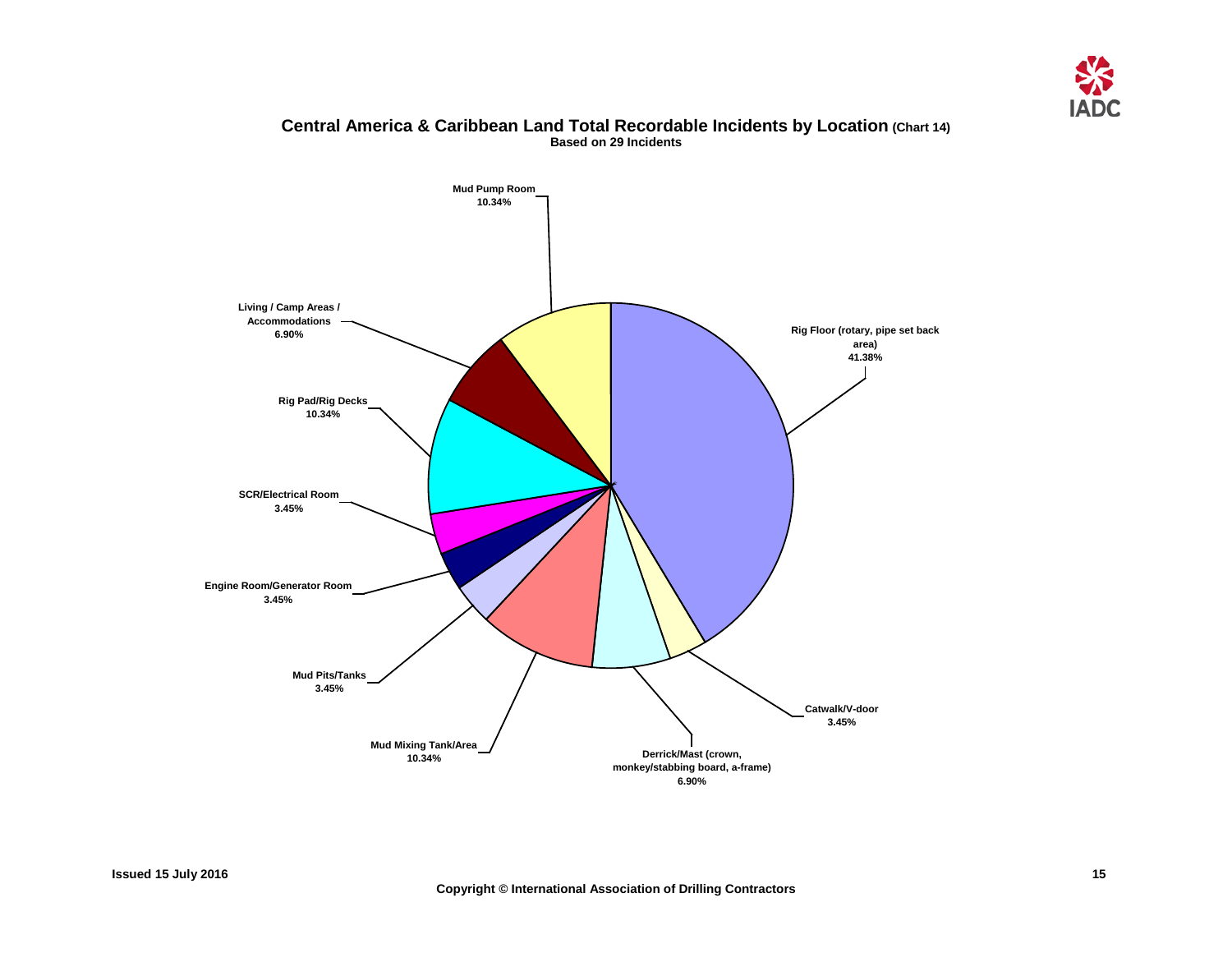## Central America & Caribbean Land Total Recordable Incidents by Location (Chart 14)

**Based on 29 Incidents**

| Location | Percentage |
| --- | --- |
| Rig Floor (rotary, pipe set back area) | 41.38% |
| Catwalk/V-door | 3.45% |
| Derrick/Mast (crown, monkey/stabbing board, a-frame) | 6.90% |
| Mud Mixing Tank/Area | 10.34% |
| Mud Pits/Tanks | 3.45% |
| Engine Room/Generator Room | 3.45% |
| SCR/Electrical Room | 3.45% |
| Rig Pad/Rig Decks | 10.34% |
| Living / Camp Areas / Accommodations | 6.90% |
| Mud Pump Room | 10.34% |

Issued 15 July 2016

Copyright © International Association of Drilling Contractors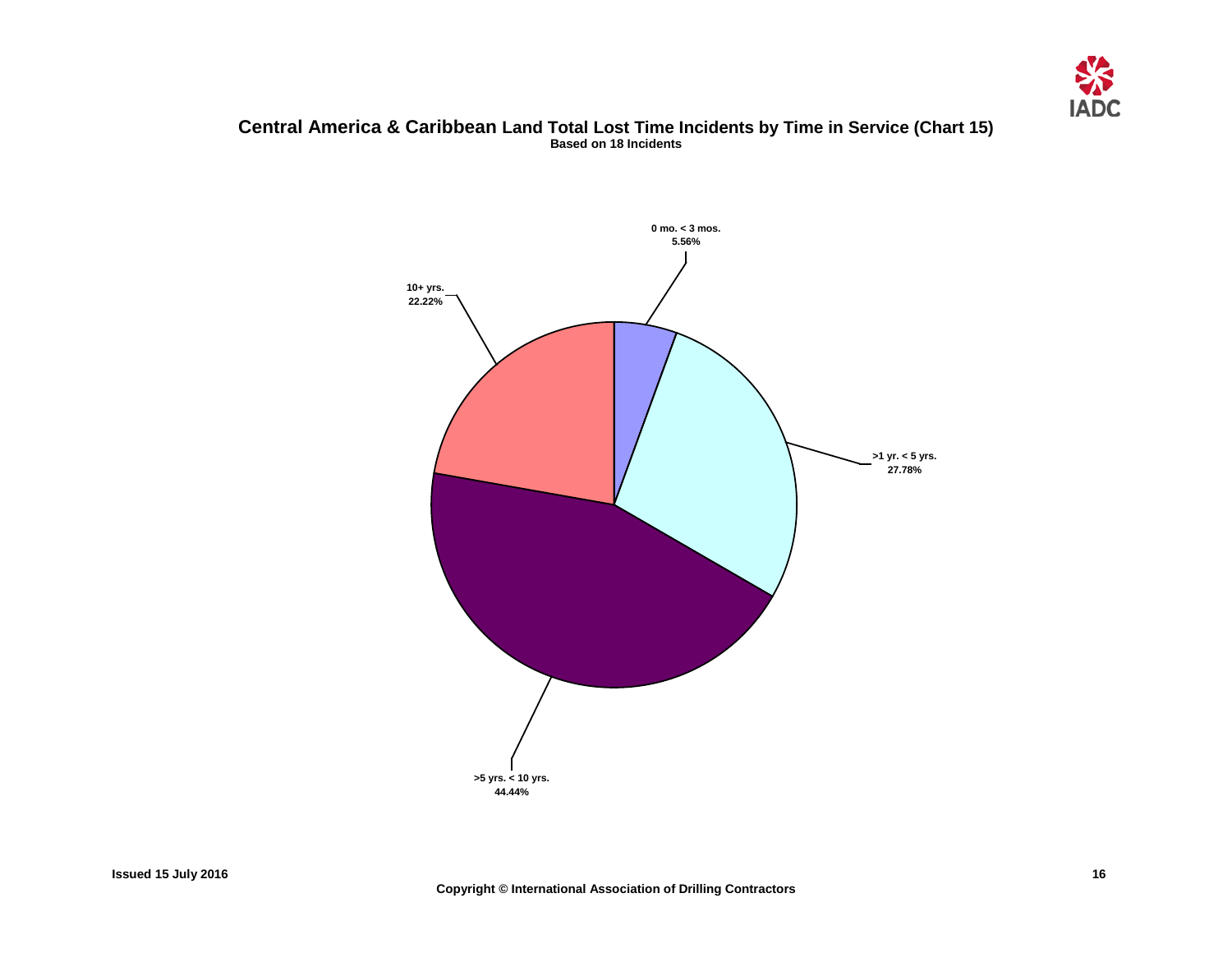## Central America & Caribbean Land Total Lost Time Incidents by Time in Service (Chart 15)

**Based on 18 Incidents**

| Time in Service | Percentage |
| --- | --- |
| 0 mo. < 3 mos. | 5.56% |
| >1 yr. < 5 yrs. | 27.78% |
| >5 yrs. < 10 yrs. | 44.44% |
| 10+ yrs. | 22.22% |

Issued 15 July 2016

Copyright © International Association of Drilling Contractors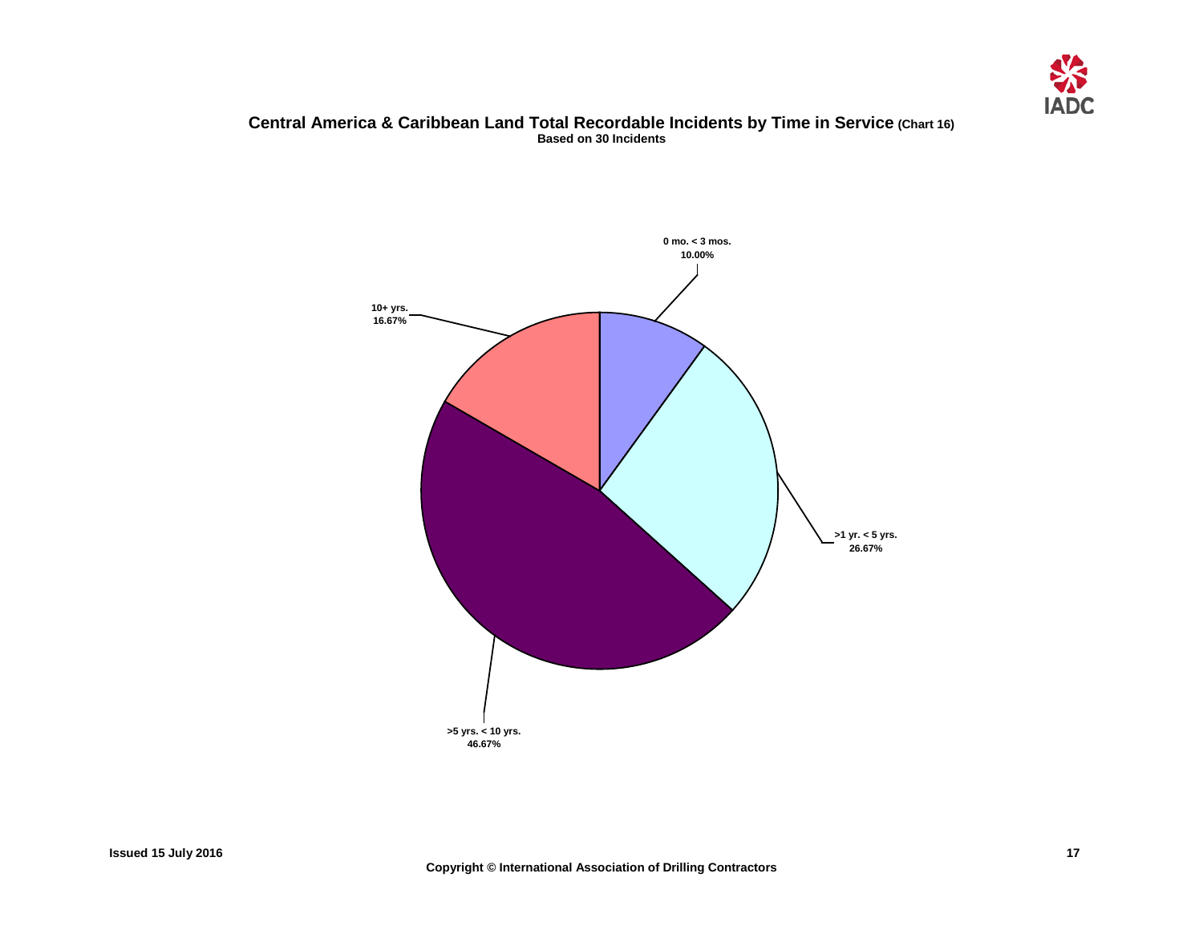# Central America & Caribbean Land Total Recordable Incidents by Time in Service (Chart 16)

**Based on 30 Incidents**

0 mo. < 3 mos.
10.00%

>1 yr. < 5 yrs.
26.67%

>5 yrs. < 10 yrs.
46.67%

10+ yrs.
16.67%

Issued 15 July 2016

Copyright © International Association of Drilling Contractors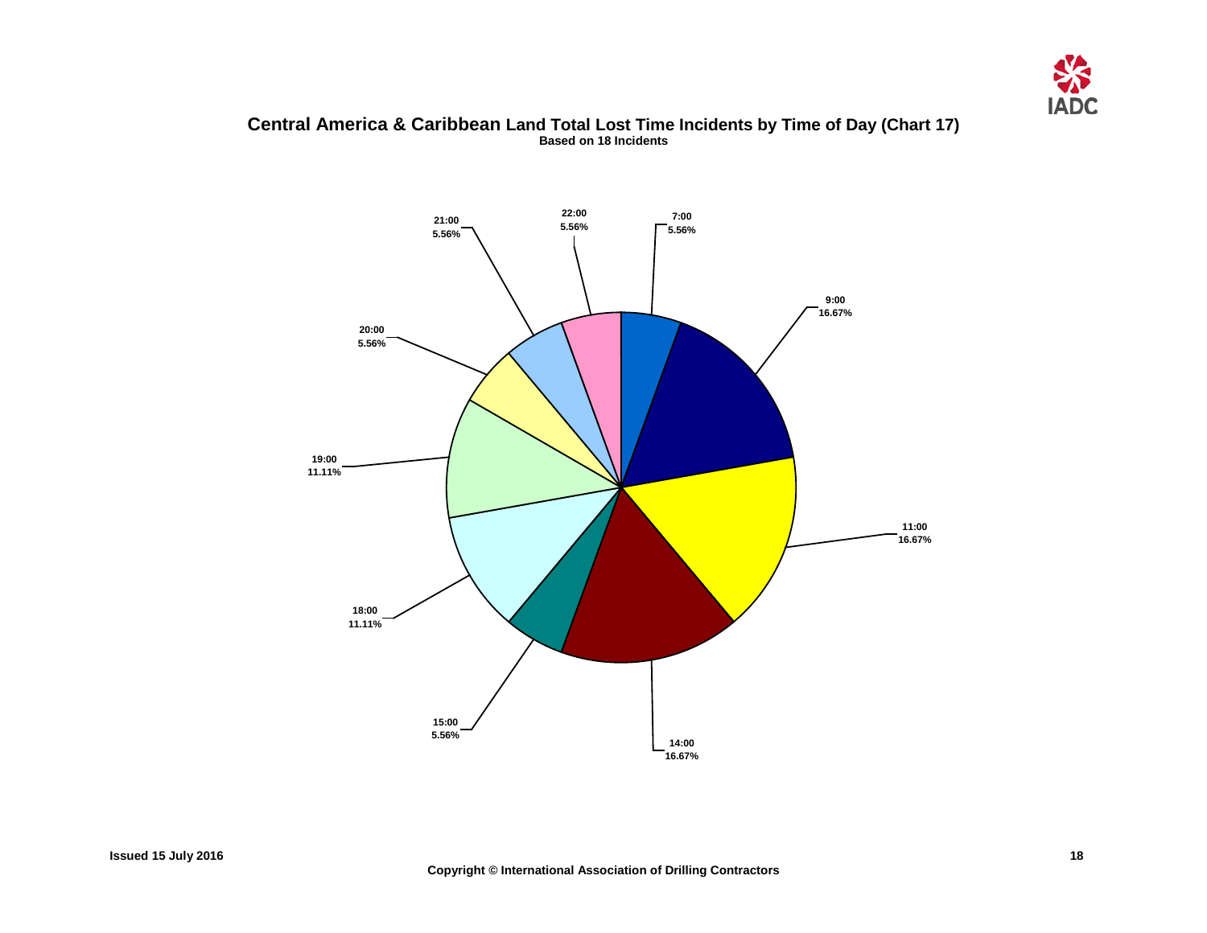# Central America & Caribbean Land Total Lost Time Incidents by Time of Day (Chart 17)

**Based on 18 Incidents**

| Time of Day | Percentage |
|---|---|
| 7:00 | 5.56% |
| 9:00 | 16.67% |
| 11:00 | 16.67% |
| 14:00 | 16.67% |
| 15:00 | 5.56% |
| 18:00 | 11.11% |
| 19:00 | 11.11% |
| 20:00 | 5.56% |
| 21:00 | 5.56% |
| 22:00 | 5.56% |

Issued 15 July 2016

Copyright © International Association of Drilling Contractors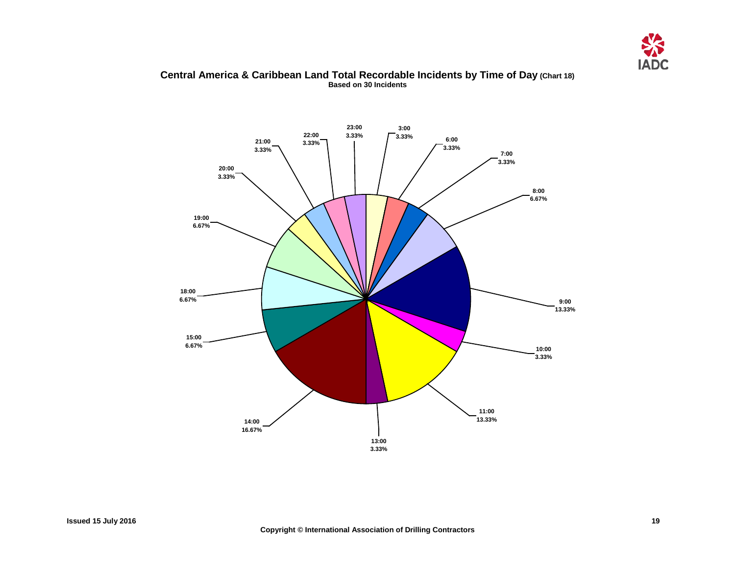# Central America & Caribbean Land Total Recordable Incidents by Time of Day (Chart 18)

**Based on 30 Incidents**

| Time of Day | Percentage |
| --- | --- |
| 3:00 | 3.33% |
| 6:00 | 3.33% |
| 7:00 | 3.33% |
| 8:00 | 6.67% |
| 9:00 | 13.33% |
| 10:00 | 3.33% |
| 11:00 | 13.33% |
| 13:00 | 3.33% |
| 14:00 | 16.67% |
| 15:00 | 6.67% |
| 18:00 | 6.67% |
| 19:00 | 6.67% |
| 20:00 | 3.33% |
| 21:00 | 3.33% |
| 22:00 | 3.33% |
| 23:00 | 3.33% |

Issued 15 July 2016

Copyright © International Association of Drilling Contractors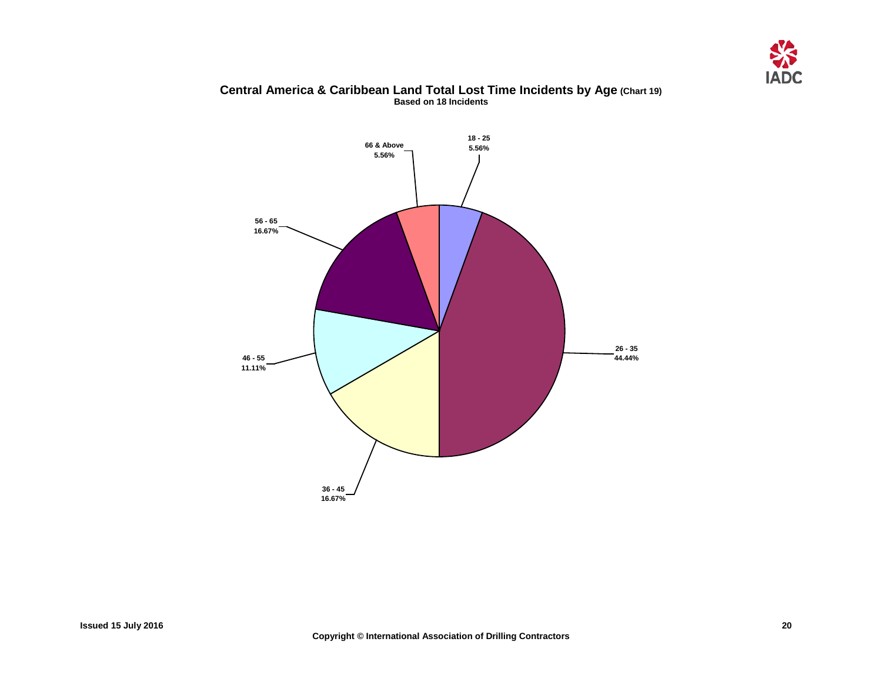# Central America & Caribbean Land Total Lost Time Incidents by Age (Chart 19)

**Based on 18 Incidents**

| Age | Percentage |
|---|---|
| 18 - 25 | 5.56% |
| 26 - 35 | 44.44% |
| 36 - 45 | 16.67% |
| 46 - 55 | 11.11% |
| 56 - 65 | 16.67% |
| 66 & Above | 5.56% |

Issued 15 July 2016

Copyright © International Association of Drilling Contractors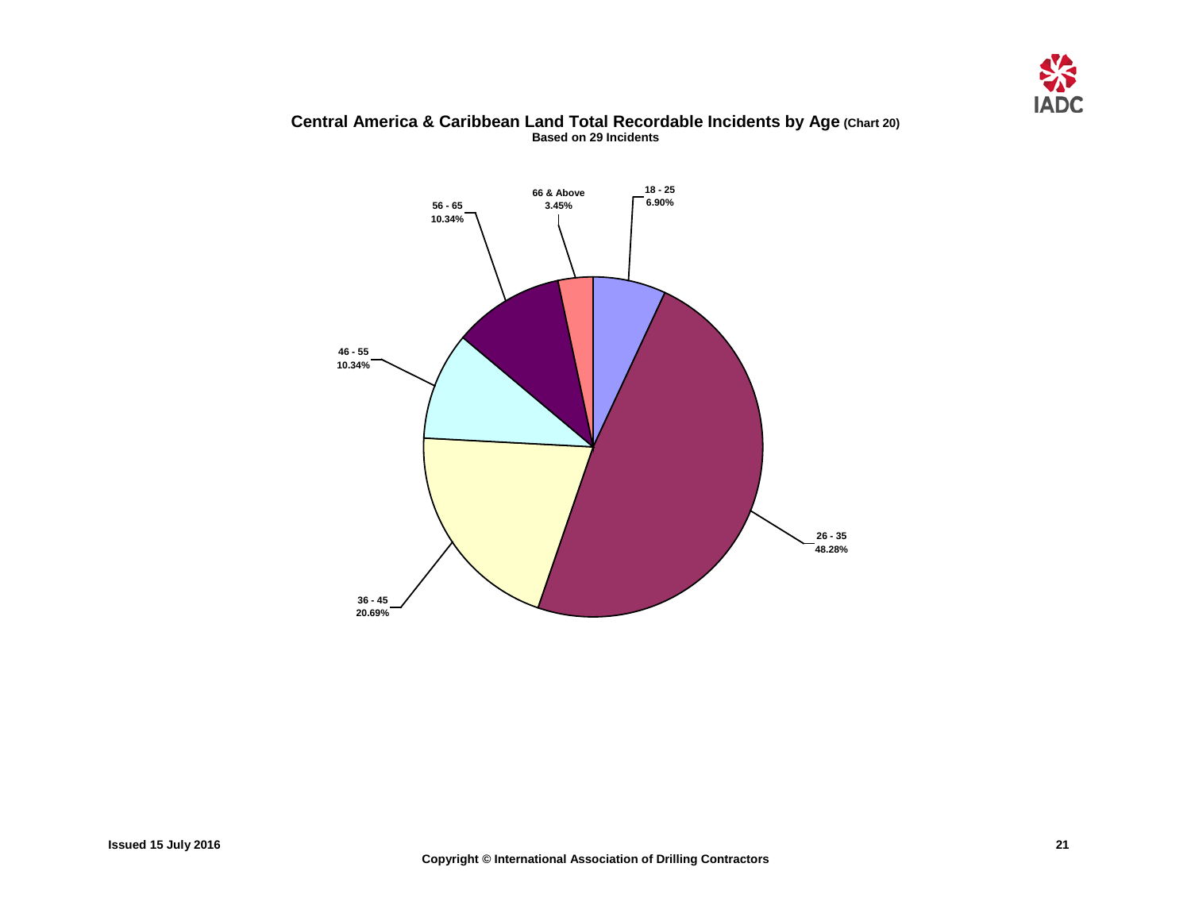## Central America & Caribbean Land Total Recordable Incidents by Age (Chart 20)

**Based on 29 Incidents**

18 - 25
6.90%

26 - 35
48.28%

36 - 45
20.69%

46 - 55
10.34%

56 - 65
10.34%

66 & Above
3.45%

Issued 15 July 2016

Copyright © International Association of Drilling Contractors